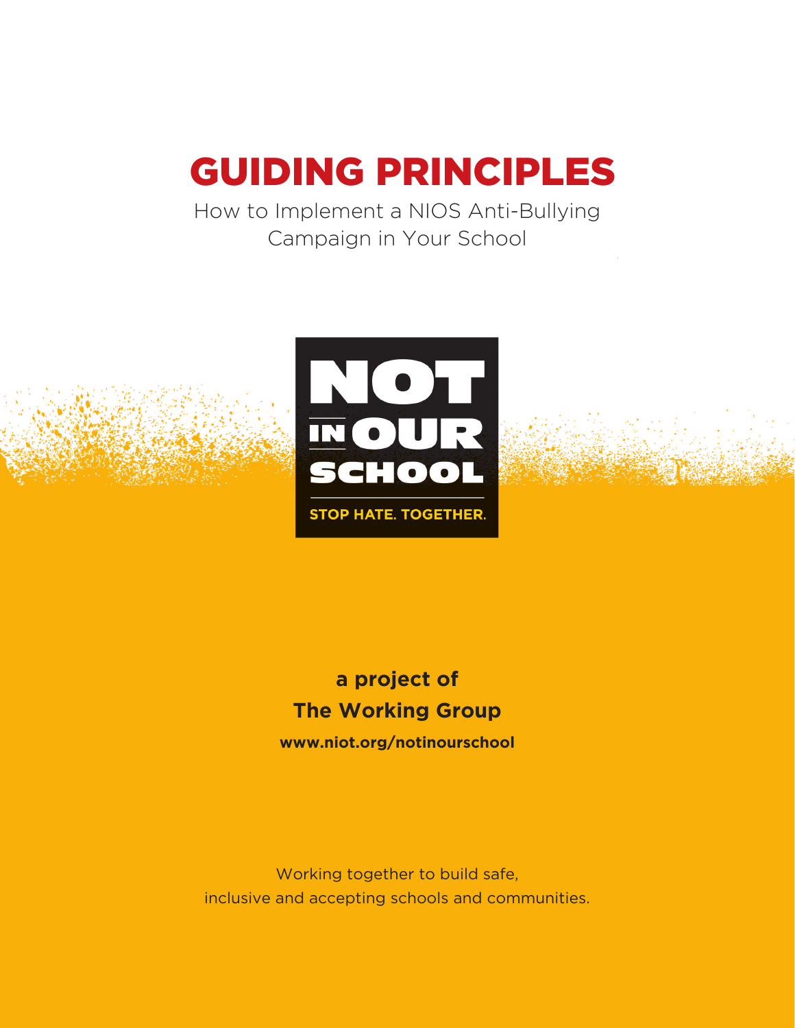# GUIDING PRINCIPLES

How to Implement a NIOS Anti-Bullying Campaign in Your School

NOT IN OUR SCHOOL

STOP HATE. TOGETHER.

**a project of**

**The Working Group**

**www.niot.org/notinourschool**

Working together to build safe, inclusive and accepting schools and communities.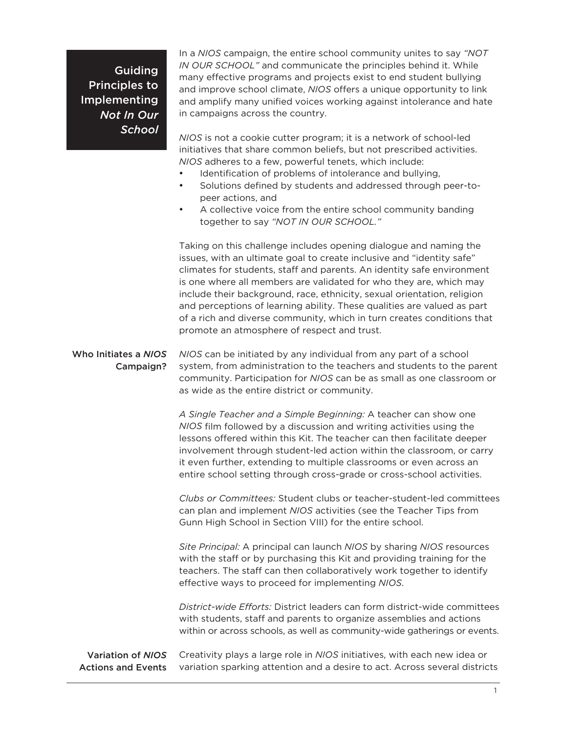## Guiding Principles to Implementing *Not In Our School*

In a *NIOS* campaign, the entire school community unites to say *"NOT IN OUR SCHOOL"* and communicate the principles behind it. While many effective programs and projects exist to end student bullying and improve school climate, *NIOS* offers a unique opportunity to link and amplify many unified voices working against intolerance and hate in campaigns across the country.

*NIOS* is not a cookie cutter program; it is a network of school-led initiatives that share common beliefs, but not prescribed activities. *NIOS* adheres to a few, powerful tenets, which include:

- Identification of problems of intolerance and bullying,
- Solutions defined by students and addressed through peer-to-peer actions, and
- A collective voice from the entire school community banding together to say *"NOT IN OUR SCHOOL."*

Taking on this challenge includes opening dialogue and naming the issues, with an ultimate goal to create inclusive and "identity safe" climates for students, staff and parents. An identity safe environment is one where all members are validated for who they are, which may include their background, race, ethnicity, sexual orientation, religion and perceptions of learning ability. These qualities are valued as part of a rich and diverse community, which in turn creates conditions that promote an atmosphere of respect and trust.

### Who Initiates a *NIOS* Campaign?

*NIOS* can be initiated by any individual from any part of a school system, from administration to the teachers and students to the parent community. Participation for *NIOS* can be as small as one classroom or as wide as the entire district or community.

*A Single Teacher and a Simple Beginning:* A teacher can show one *NIOS* film followed by a discussion and writing activities using the lessons offered within this Kit. The teacher can then facilitate deeper involvement through student-led action within the classroom, or carry it even further, extending to multiple classrooms or even across an entire school setting through cross-grade or cross-school activities.

*Clubs or Committees:* Student clubs or teacher-student-led committees can plan and implement *NIOS* activities (see the Teacher Tips from Gunn High School in Section VIII) for the entire school.

*Site Principal:* A principal can launch *NIOS* by sharing *NIOS* resources with the staff or by purchasing this Kit and providing training for the teachers. The staff can then collaboratively work together to identify effective ways to proceed for implementing *NIOS*.

*District-wide Efforts:* District leaders can form district-wide committees with students, staff and parents to organize assemblies and actions within or across schools, as well as community-wide gatherings or events.

### Variation of *NIOS* Actions and Events

Creativity plays a large role in *NIOS* initiatives, with each new idea or variation sparking attention and a desire to act. Across several districts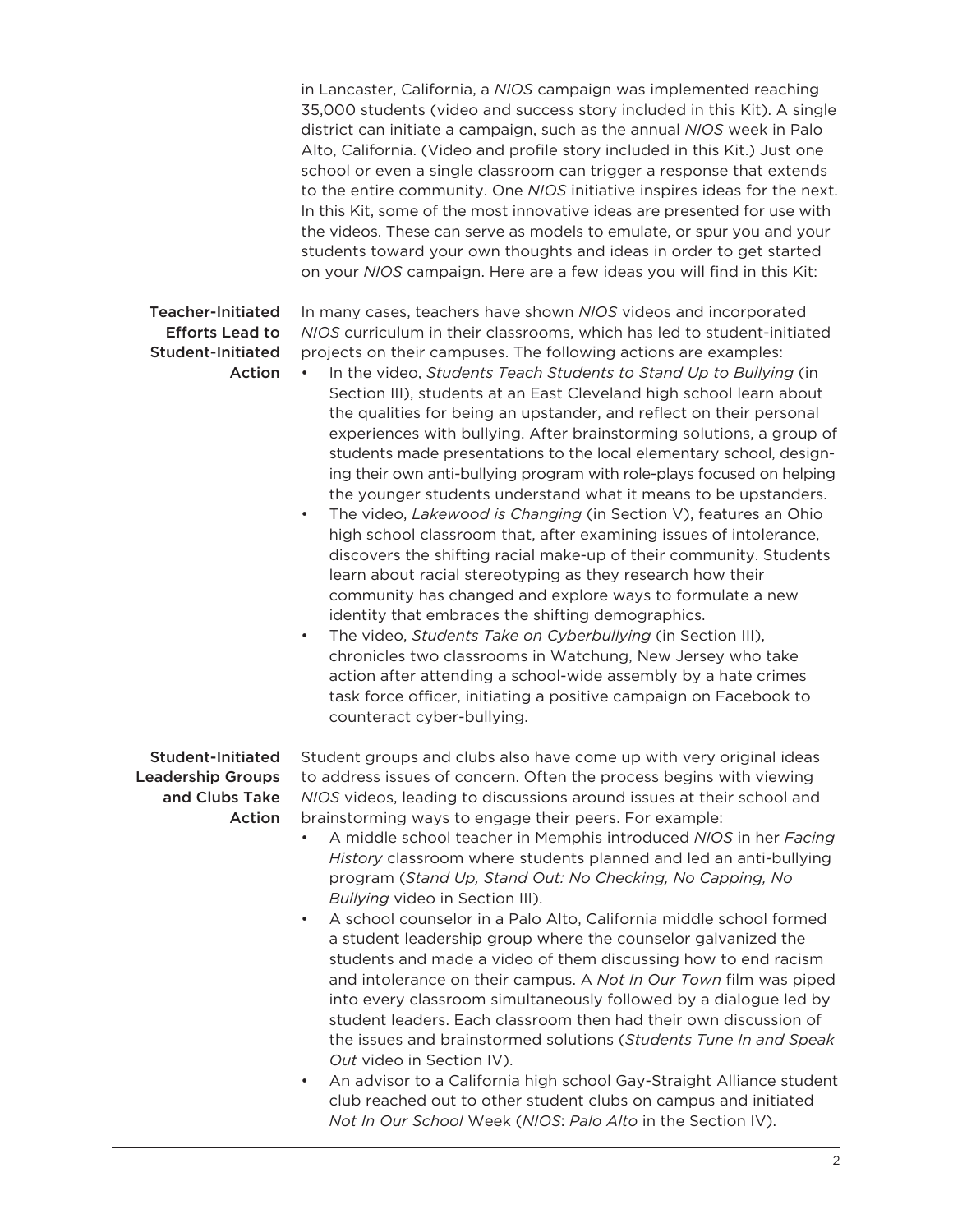in Lancaster, California, a *NIOS* campaign was implemented reaching 35,000 students (video and success story included in this Kit). A single district can initiate a campaign, such as the annual *NIOS* week in Palo Alto, California. (Video and profile story included in this Kit.) Just one school or even a single classroom can trigger a response that extends to the entire community. One *NIOS* initiative inspires ideas for the next. In this Kit, some of the most innovative ideas are presented for use with the videos. These can serve as models to emulate, or spur you and your students toward your own thoughts and ideas in order to get started on your *NIOS* campaign. Here are a few ideas you will find in this Kit:

### Teacher-Initiated Efforts Lead to Student-Initiated Action

In many cases, teachers have shown *NIOS* videos and incorporated *NIOS* curriculum in their classrooms, which has led to student-initiated projects on their campuses. The following actions are examples:

- In the video, *Students Teach Students to Stand Up to Bullying* (in Section III), students at an East Cleveland high school learn about the qualities for being an upstander, and reflect on their personal experiences with bullying. After brainstorming solutions, a group of students made presentations to the local elementary school, designing their own anti-bullying program with role-plays focused on helping the younger students understand what it means to be upstanders.
- The video, *Lakewood is Changing* (in Section V), features an Ohio high school classroom that, after examining issues of intolerance, discovers the shifting racial make-up of their community. Students learn about racial stereotyping as they research how their community has changed and explore ways to formulate a new identity that embraces the shifting demographics.
- The video, *Students Take on Cyberbullying* (in Section III), chronicles two classrooms in Watchung, New Jersey who take action after attending a school-wide assembly by a hate crimes task force officer, initiating a positive campaign on Facebook to counteract cyber-bullying.

### Student-Initiated Leadership Groups and Clubs Take Action

Student groups and clubs also have come up with very original ideas to address issues of concern. Often the process begins with viewing *NIOS* videos, leading to discussions around issues at their school and brainstorming ways to engage their peers. For example:

- A middle school teacher in Memphis introduced *NIOS* in her *Facing History* classroom where students planned and led an anti-bullying program (*Stand Up, Stand Out: No Checking, No Capping, No Bullying* video in Section III).
- A school counselor in a Palo Alto, California middle school formed a student leadership group where the counselor galvanized the students and made a video of them discussing how to end racism and intolerance on their campus. A *Not In Our Town* film was piped into every classroom simultaneously followed by a dialogue led by student leaders. Each classroom then had their own discussion of the issues and brainstormed solutions (*Students Tune In and Speak Out* video in Section IV).
- An advisor to a California high school Gay-Straight Alliance student club reached out to other student clubs on campus and initiated *Not In Our School* Week (*NIOS*: *Palo Alto* in the Section IV).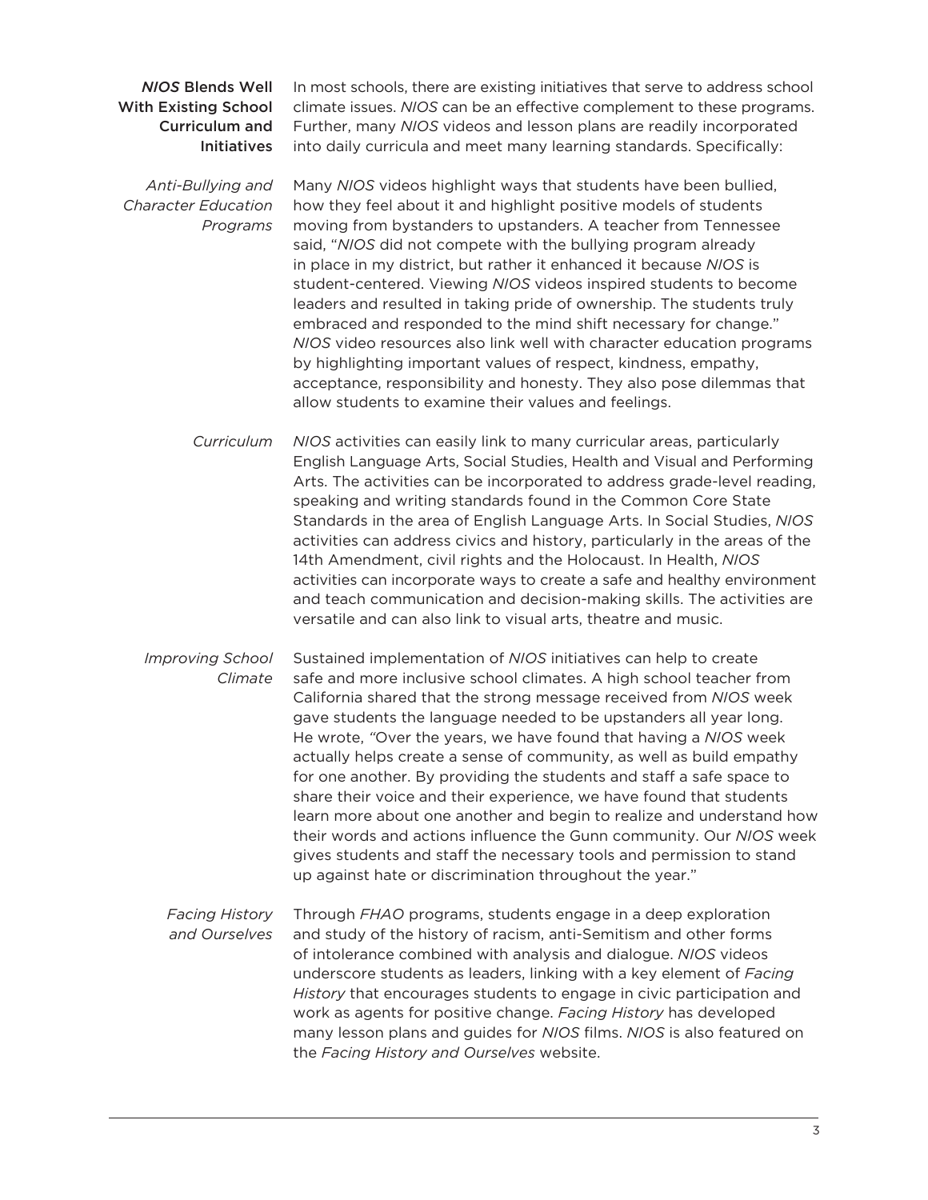## *NIOS* Blends Well With Existing School Curriculum and Initiatives

In most schools, there are existing initiatives that serve to address school climate issues. *NIOS* can be an effective complement to these programs. Further, many *NIOS* videos and lesson plans are readily incorporated into daily curricula and meet many learning standards. Specifically:

### *Anti-Bullying and Character Education Programs*

Many *NIOS* videos highlight ways that students have been bullied, how they feel about it and highlight positive models of students moving from bystanders to upstanders. A teacher from Tennessee said, "*NIOS* did not compete with the bullying program already in place in my district, but rather it enhanced it because *NIOS* is student-centered. Viewing *NIOS* videos inspired students to become leaders and resulted in taking pride of ownership. The students truly embraced and responded to the mind shift necessary for change." *NIOS* video resources also link well with character education programs by highlighting important values of respect, kindness, empathy, acceptance, responsibility and honesty. They also pose dilemmas that allow students to examine their values and feelings.

### *Curriculum*

*NIOS* activities can easily link to many curricular areas, particularly English Language Arts, Social Studies, Health and Visual and Performing Arts. The activities can be incorporated to address grade-level reading, speaking and writing standards found in the Common Core State Standards in the area of English Language Arts. In Social Studies, *NIOS* activities can address civics and history, particularly in the areas of the 14th Amendment, civil rights and the Holocaust. In Health, *NIOS* activities can incorporate ways to create a safe and healthy environment and teach communication and decision-making skills. The activities are versatile and can also link to visual arts, theatre and music.

### *Improving School Climate*

Sustained implementation of *NIOS* initiatives can help to create safe and more inclusive school climates. A high school teacher from California shared that the strong message received from *NIOS* week gave students the language needed to be upstanders all year long. He wrote, "Over the years, we have found that having a *NIOS* week actually helps create a sense of community, as well as build empathy for one another. By providing the students and staff a safe space to share their voice and their experience, we have found that students learn more about one another and begin to realize and understand how their words and actions influence the Gunn community. Our *NIOS* week gives students and staff the necessary tools and permission to stand up against hate or discrimination throughout the year."

### *Facing History and Ourselves*

Through *FHAO* programs, students engage in a deep exploration and study of the history of racism, anti-Semitism and other forms of intolerance combined with analysis and dialogue. *NIOS* videos underscore students as leaders, linking with a key element of *Facing History* that encourages students to engage in civic participation and work as agents for positive change. *Facing History* has developed many lesson plans and guides for *NIOS* films. *NIOS* is also featured on the *Facing History and Ourselves* website.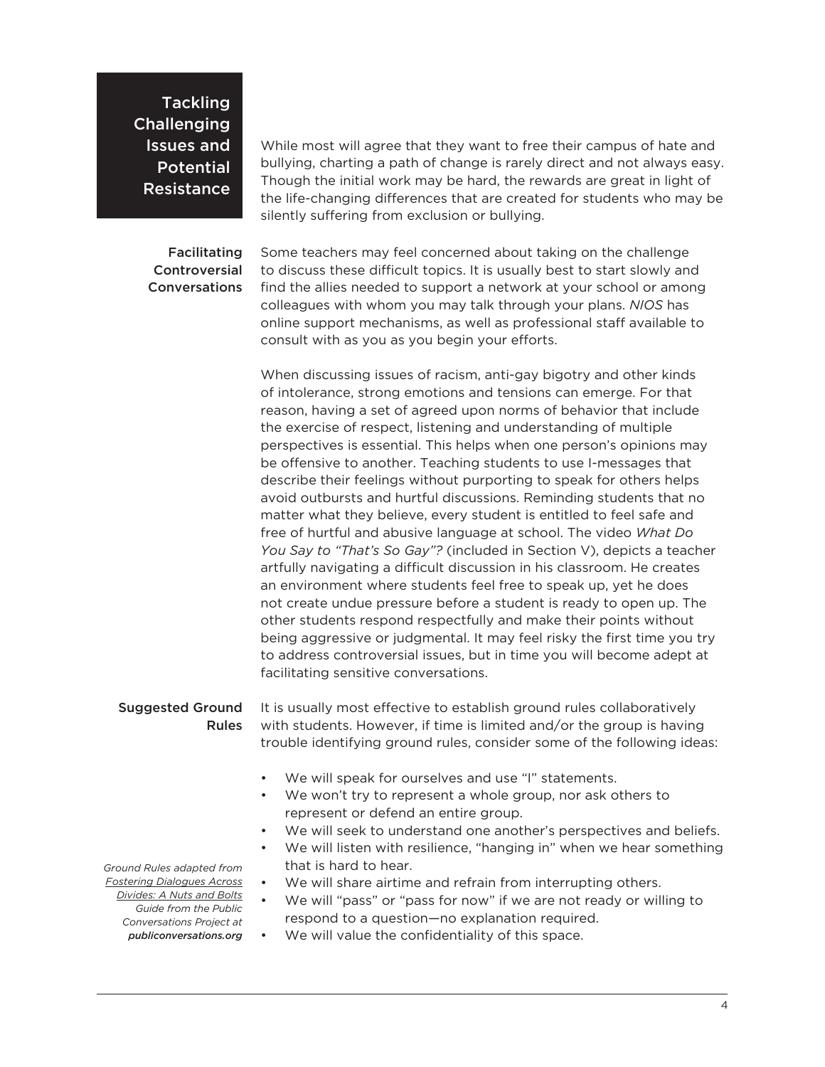## Tackling Challenging Issues and Potential Resistance

While most will agree that they want to free their campus of hate and bullying, charting a path of change is rarely direct and not always easy. Though the initial work may be hard, the rewards are great in light of the life-changing differences that are created for students who may be silently suffering from exclusion or bullying.

### Facilitating Controversial Conversations

Some teachers may feel concerned about taking on the challenge to discuss these difficult topics. It is usually best to start slowly and find the allies needed to support a network at your school or among colleagues with whom you may talk through your plans. *NIOS* has online support mechanisms, as well as professional staff available to consult with as you as you begin your efforts.

When discussing issues of racism, anti-gay bigotry and other kinds of intolerance, strong emotions and tensions can emerge. For that reason, having a set of agreed upon norms of behavior that include the exercise of respect, listening and understanding of multiple perspectives is essential. This helps when one person's opinions may be offensive to another. Teaching students to use I-messages that describe their feelings without purporting to speak for others helps avoid outbursts and hurtful discussions. Reminding students that no matter what they believe, every student is entitled to feel safe and free of hurtful and abusive language at school. The video *What Do You Say to "That's So Gay"?* (included in Section V), depicts a teacher artfully navigating a difficult discussion in his classroom. He creates an environment where students feel free to speak up, yet he does not create undue pressure before a student is ready to open up. The other students respond respectfully and make their points without being aggressive or judgmental. It may feel risky the first time you try to address controversial issues, but in time you will become adept at facilitating sensitive conversations.

### Suggested Ground Rules

It is usually most effective to establish ground rules collaboratively with students. However, if time is limited and/or the group is having trouble identifying ground rules, consider some of the following ideas:

- We will speak for ourselves and use "I" statements.
- We won't try to represent a whole group, nor ask others to represent or defend an entire group.
- We will seek to understand one another's perspectives and beliefs.
- We will listen with resilience, "hanging in" when we hear something that is hard to hear.
- We will share airtime and refrain from interrupting others.
- We will "pass" or "pass for now" if we are not ready or willing to respond to a question—no explanation required.
- We will value the confidentiality of this space.

*Ground Rules adapted from Fostering Dialogues Across Divides: A Nuts and Bolts Guide from the Public Conversations Project at* ***publicconversations.org***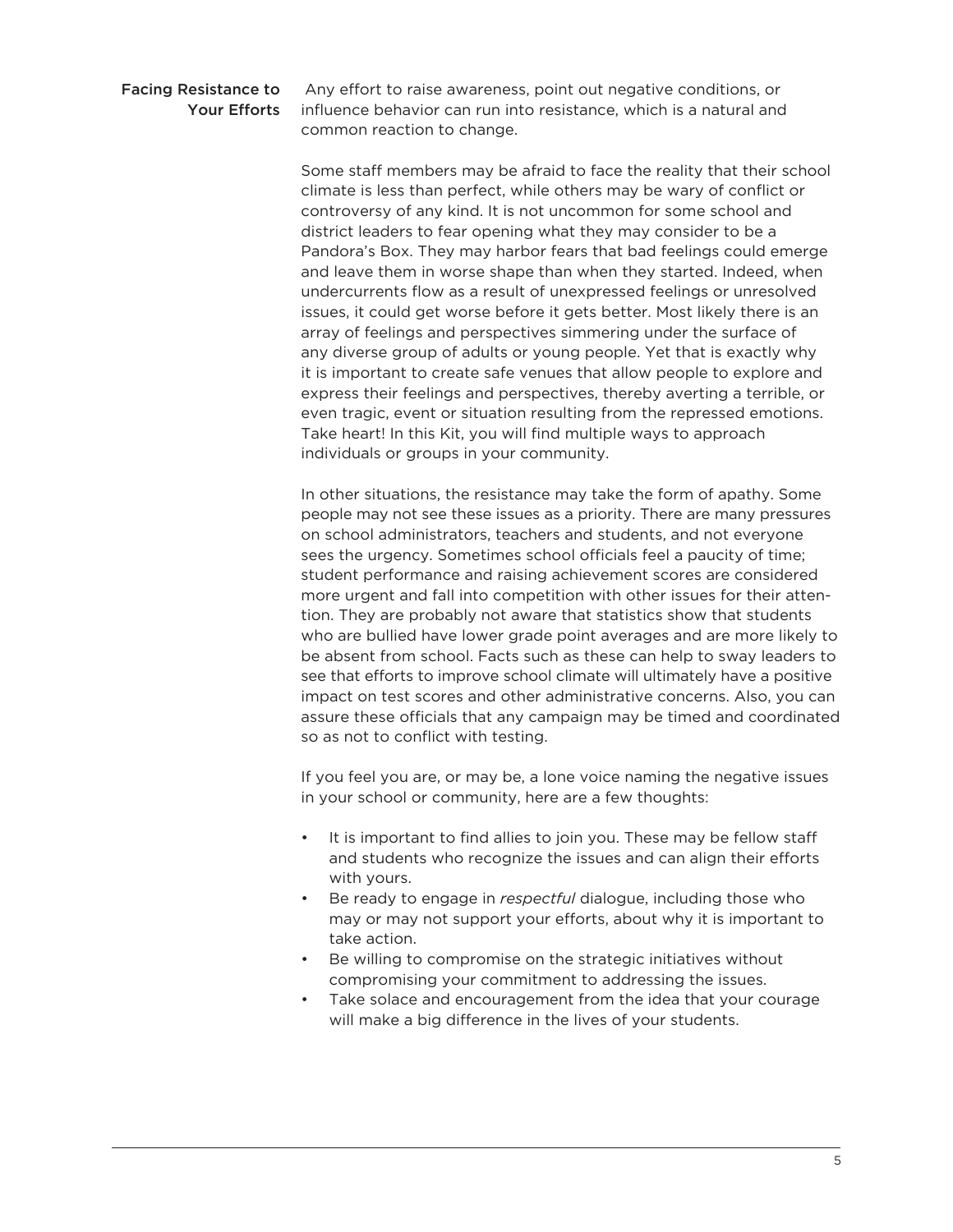## Facing Resistance to Your Efforts

Any effort to raise awareness, point out negative conditions, or influence behavior can run into resistance, which is a natural and common reaction to change.

Some staff members may be afraid to face the reality that their school climate is less than perfect, while others may be wary of conflict or controversy of any kind. It is not uncommon for some school and district leaders to fear opening what they may consider to be a Pandora's Box. They may harbor fears that bad feelings could emerge and leave them in worse shape than when they started. Indeed, when undercurrents flow as a result of unexpressed feelings or unresolved issues, it could get worse before it gets better. Most likely there is an array of feelings and perspectives simmering under the surface of any diverse group of adults or young people. Yet that is exactly why it is important to create safe venues that allow people to explore and express their feelings and perspectives, thereby averting a terrible, or even tragic, event or situation resulting from the repressed emotions. Take heart! In this Kit, you will find multiple ways to approach individuals or groups in your community.

In other situations, the resistance may take the form of apathy. Some people may not see these issues as a priority. There are many pressures on school administrators, teachers and students, and not everyone sees the urgency. Sometimes school officials feel a paucity of time; student performance and raising achievement scores are considered more urgent and fall into competition with other issues for their attention. They are probably not aware that statistics show that students who are bullied have lower grade point averages and are more likely to be absent from school. Facts such as these can help to sway leaders to see that efforts to improve school climate will ultimately have a positive impact on test scores and other administrative concerns. Also, you can assure these officials that any campaign may be timed and coordinated so as not to conflict with testing.

If you feel you are, or may be, a lone voice naming the negative issues in your school or community, here are a few thoughts:

- It is important to find allies to join you. These may be fellow staff and students who recognize the issues and can align their efforts with yours.
- Be ready to engage in *respectful* dialogue, including those who may or may not support your efforts, about why it is important to take action.
- Be willing to compromise on the strategic initiatives without compromising your commitment to addressing the issues.
- Take solace and encouragement from the idea that your courage will make a big difference in the lives of your students.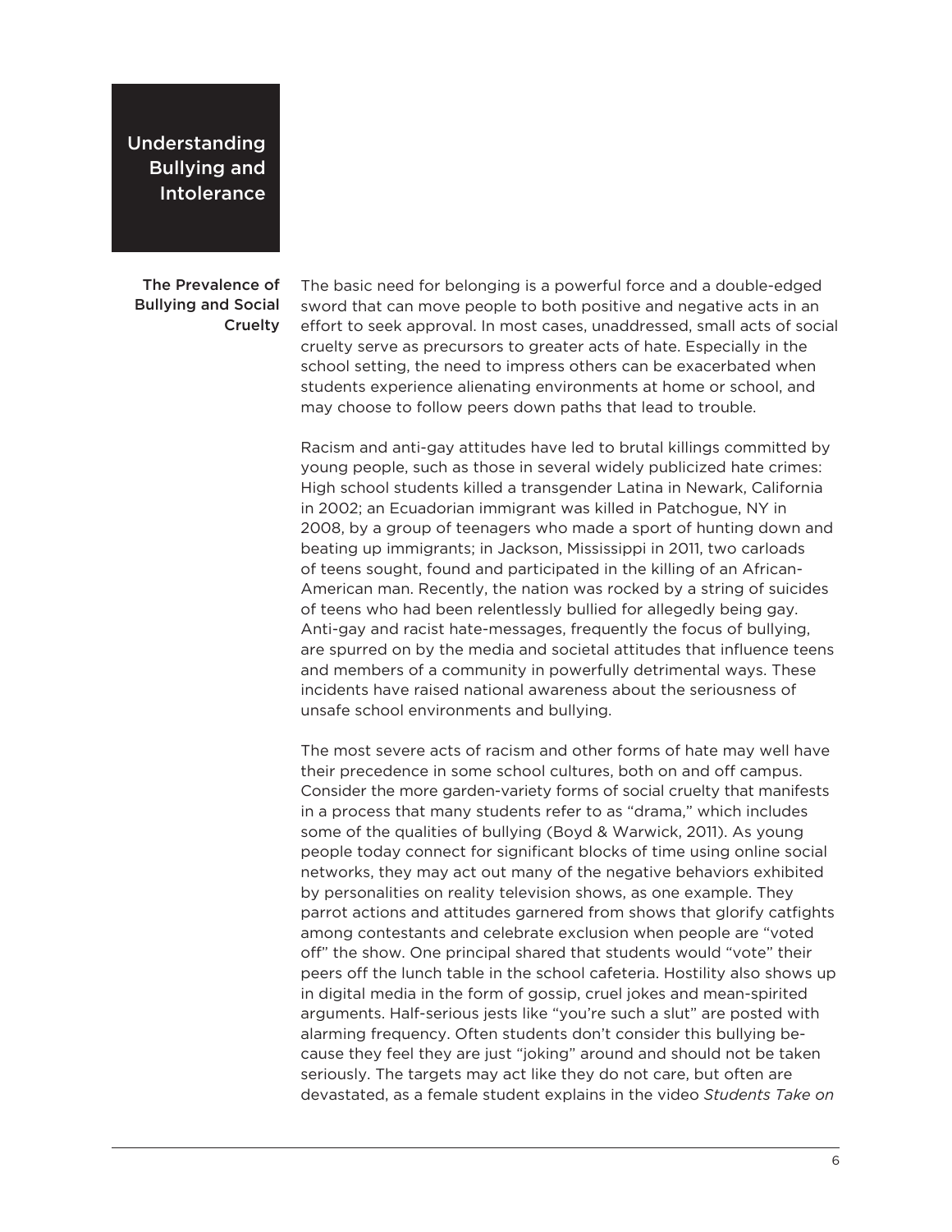# Understanding Bullying and Intolerance

## The Prevalence of Bullying and Social Cruelty

The basic need for belonging is a powerful force and a double-edged sword that can move people to both positive and negative acts in an effort to seek approval. In most cases, unaddressed, small acts of social cruelty serve as precursors to greater acts of hate. Especially in the school setting, the need to impress others can be exacerbated when students experience alienating environments at home or school, and may choose to follow peers down paths that lead to trouble.

Racism and anti-gay attitudes have led to brutal killings committed by young people, such as those in several widely publicized hate crimes: High school students killed a transgender Latina in Newark, California in 2002; an Ecuadorian immigrant was killed in Patchogue, NY in 2008, by a group of teenagers who made a sport of hunting down and beating up immigrants; in Jackson, Mississippi in 2011, two carloads of teens sought, found and participated in the killing of an African-American man. Recently, the nation was rocked by a string of suicides of teens who had been relentlessly bullied for allegedly being gay. Anti-gay and racist hate-messages, frequently the focus of bullying, are spurred on by the media and societal attitudes that influence teens and members of a community in powerfully detrimental ways. These incidents have raised national awareness about the seriousness of unsafe school environments and bullying.

The most severe acts of racism and other forms of hate may well have their precedence in some school cultures, both on and off campus. Consider the more garden-variety forms of social cruelty that manifests in a process that many students refer to as "drama," which includes some of the qualities of bullying (Boyd & Warwick, 2011). As young people today connect for significant blocks of time using online social networks, they may act out many of the negative behaviors exhibited by personalities on reality television shows, as one example. They parrot actions and attitudes garnered from shows that glorify catfights among contestants and celebrate exclusion when people are "voted off" the show. One principal shared that students would "vote" their peers off the lunch table in the school cafeteria. Hostility also shows up in digital media in the form of gossip, cruel jokes and mean-spirited arguments. Half-serious jests like "you're such a slut" are posted with alarming frequency. Often students don't consider this bullying because they feel they are just "joking" around and should not be taken seriously. The targets may act like they do not care, but often are devastated, as a female student explains in the video *Students Take on*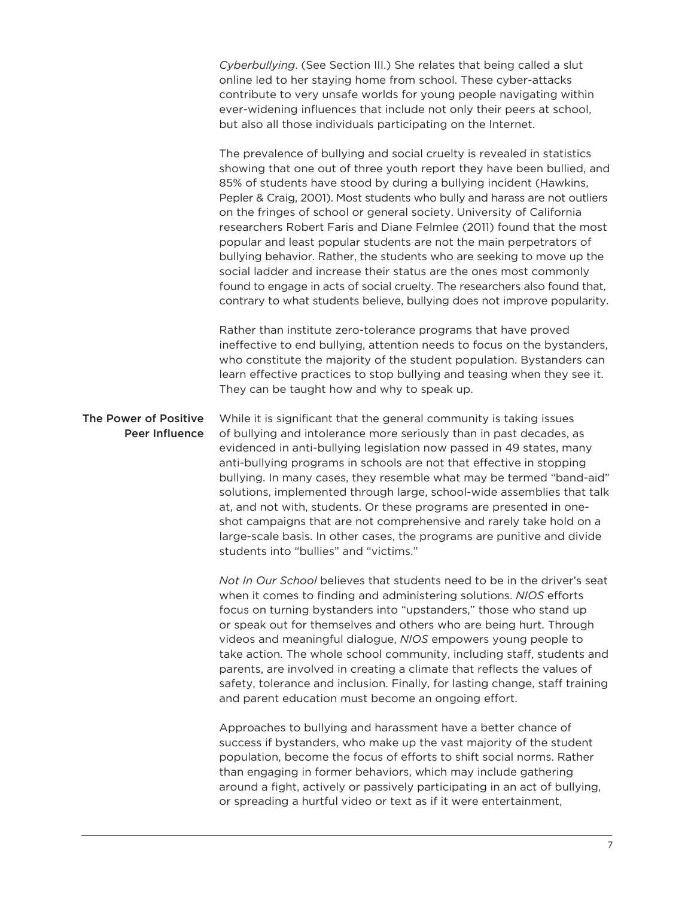*Cyberbullying*. (See Section III.) She relates that being called a slut online led to her staying home from school. These cyber-attacks contribute to very unsafe worlds for young people navigating within ever-widening influences that include not only their peers at school, but also all those individuals participating on the Internet.

The prevalence of bullying and social cruelty is revealed in statistics showing that one out of three youth report they have been bullied, and 85% of students have stood by during a bullying incident (Hawkins, Pepler & Craig, 2001). Most students who bully and harass are not outliers on the fringes of school or general society. University of California researchers Robert Faris and Diane Felmlee (2011) found that the most popular and least popular students are not the main perpetrators of bullying behavior. Rather, the students who are seeking to move up the social ladder and increase their status are the ones most commonly found to engage in acts of social cruelty. The researchers also found that, contrary to what students believe, bullying does not improve popularity.

Rather than institute zero-tolerance programs that have proved ineffective to end bullying, attention needs to focus on the bystanders, who constitute the majority of the student population. Bystanders can learn effective practices to stop bullying and teasing when they see it. They can be taught how and why to speak up.

## The Power of Positive Peer Influence

While it is significant that the general community is taking issues of bullying and intolerance more seriously than in past decades, as evidenced in anti-bullying legislation now passed in 49 states, many anti-bullying programs in schools are not that effective in stopping bullying. In many cases, they resemble what may be termed "band-aid" solutions, implemented through large, school-wide assemblies that talk at, and not with, students. Or these programs are presented in one-shot campaigns that are not comprehensive and rarely take hold on a large-scale basis. In other cases, the programs are punitive and divide students into "bullies" and "victims."

*Not In Our School* believes that students need to be in the driver's seat when it comes to finding and administering solutions. *NIOS* efforts focus on turning bystanders into "upstanders," those who stand up or speak out for themselves and others who are being hurt. Through videos and meaningful dialogue, *NIOS* empowers young people to take action. The whole school community, including staff, students and parents, are involved in creating a climate that reflects the values of safety, tolerance and inclusion. Finally, for lasting change, staff training and parent education must become an ongoing effort.

Approaches to bullying and harassment have a better chance of success if bystanders, who make up the vast majority of the student population, become the focus of efforts to shift social norms. Rather than engaging in former behaviors, which may include gathering around a fight, actively or passively participating in an act of bullying, or spreading a hurtful video or text as if it were entertainment,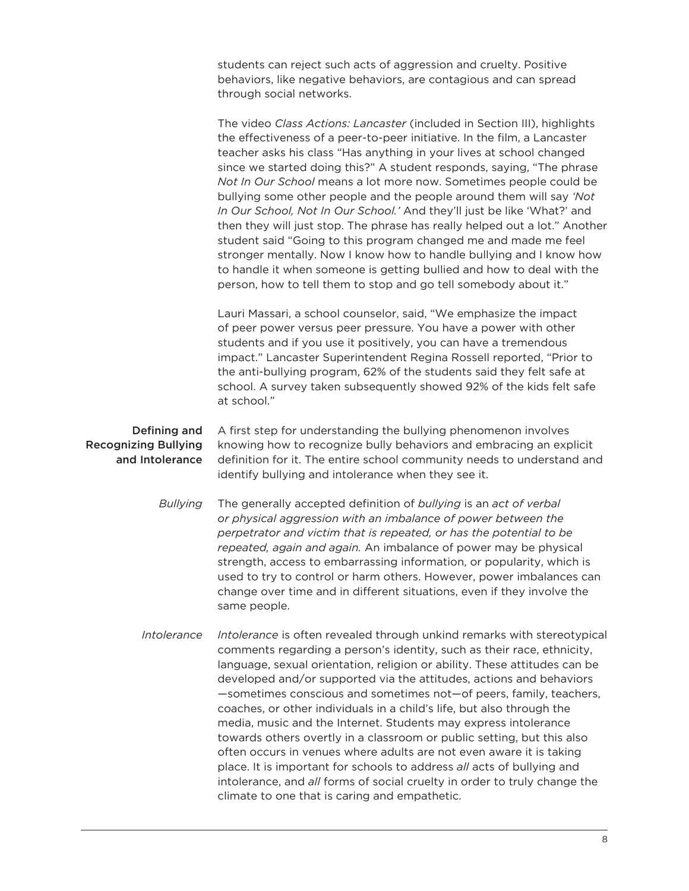students can reject such acts of aggression and cruelty. Positive behaviors, like negative behaviors, are contagious and can spread through social networks.

The video *Class Actions: Lancaster* (included in Section III), highlights the effectiveness of a peer-to-peer initiative. In the film, a Lancaster teacher asks his class "Has anything in your lives at school changed since we started doing this?" A student responds, saying, "The phrase *Not In Our School* means a lot more now. Sometimes people could be bullying some other people and the people around them will say *'Not In Our School, Not In Our School.'* And they'll just be like 'What?' and then they will just stop. The phrase has really helped out a lot." Another student said "Going to this program changed me and made me feel stronger mentally. Now I know how to handle bullying and I know how to handle it when someone is getting bullied and how to deal with the person, how to tell them to stop and go tell somebody about it."

Lauri Massari, a school counselor, said, "We emphasize the impact of peer power versus peer pressure. You have a power with other students and if you use it positively, you can have a tremendous impact." Lancaster Superintendent Regina Rossell reported, "Prior to the anti-bullying program, 62% of the students said they felt safe at school. A survey taken subsequently showed 92% of the kids felt safe at school."

## Defining and Recognizing Bullying and Intolerance

A first step for understanding the bullying phenomenon involves knowing how to recognize bully behaviors and embracing an explicit definition for it. The entire school community needs to understand and identify bullying and intolerance when they see it.

### *Bullying*

The generally accepted definition of *bullying* is an *act of verbal or physical aggression with an imbalance of power between the perpetrator and victim that is repeated, or has the potential to be repeated, again and again.* An imbalance of power may be physical strength, access to embarrassing information, or popularity, which is used to try to control or harm others. However, power imbalances can change over time and in different situations, even if they involve the same people.

### *Intolerance*

*Intolerance* is often revealed through unkind remarks with stereotypical comments regarding a person's identity, such as their race, ethnicity, language, sexual orientation, religion or ability. These attitudes can be developed and/or supported via the attitudes, actions and behaviors —sometimes conscious and sometimes not—of peers, family, teachers, coaches, or other individuals in a child's life, but also through the media, music and the Internet. Students may express intolerance towards others overtly in a classroom or public setting, but this also often occurs in venues where adults are not even aware it is taking place. It is important for schools to address *all* acts of bullying and intolerance, and *all* forms of social cruelty in order to truly change the climate to one that is caring and empathetic.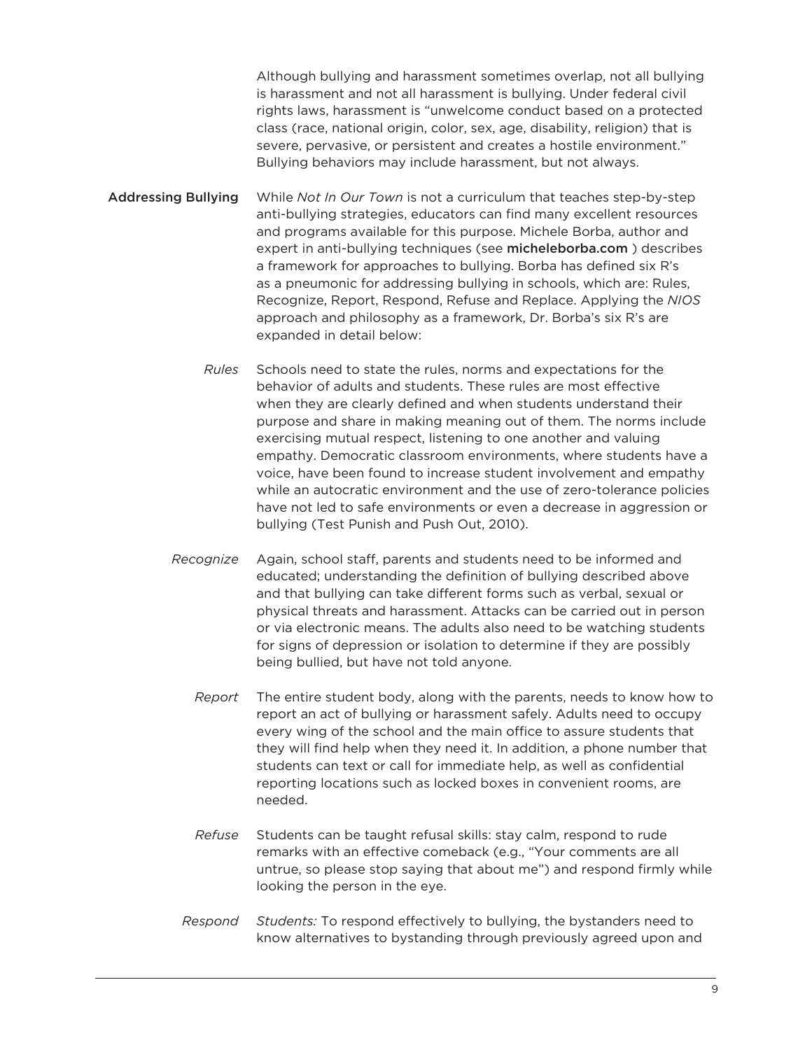Although bullying and harassment sometimes overlap, not all bullying is harassment and not all harassment is bullying. Under federal civil rights laws, harassment is "unwelcome conduct based on a protected class (race, national origin, color, sex, age, disability, religion) that is severe, pervasive, or persistent and creates a hostile environment." Bullying behaviors may include harassment, but not always.

## Addressing Bullying

While *Not In Our Town* is not a curriculum that teaches step-by-step anti-bullying strategies, educators can find many excellent resources and programs available for this purpose. Michele Borba, author and expert in anti-bullying techniques (see **micheleborba.com** ) describes a framework for approaches to bullying. Borba has defined six R's as a pneumonic for addressing bullying in schools, which are: Rules, Recognize, Report, Respond, Refuse and Replace. Applying the *NIOS* approach and philosophy as a framework, Dr. Borba's six R's are expanded in detail below:

*Rules* — Schools need to state the rules, norms and expectations for the behavior of adults and students. These rules are most effective when they are clearly defined and when students understand their purpose and share in making meaning out of them. The norms include exercising mutual respect, listening to one another and valuing empathy. Democratic classroom environments, where students have a voice, have been found to increase student involvement and empathy while an autocratic environment and the use of zero-tolerance policies have not led to safe environments or even a decrease in aggression or bullying (Test Punish and Push Out, 2010).

*Recognize* — Again, school staff, parents and students need to be informed and educated; understanding the definition of bullying described above and that bullying can take different forms such as verbal, sexual or physical threats and harassment. Attacks can be carried out in person or via electronic means. The adults also need to be watching students for signs of depression or isolation to determine if they are possibly being bullied, but have not told anyone.

*Report* — The entire student body, along with the parents, needs to know how to report an act of bullying or harassment safely. Adults need to occupy every wing of the school and the main office to assure students that they will find help when they need it. In addition, a phone number that students can text or call for immediate help, as well as confidential reporting locations such as locked boxes in convenient rooms, are needed.

*Refuse* — Students can be taught refusal skills: stay calm, respond to rude remarks with an effective comeback (e.g., "Your comments are all untrue, so please stop saying that about me") and respond firmly while looking the person in the eye.

*Respond* — *Students:* To respond effectively to bullying, the bystanders need to know alternatives to bystanding through previously agreed upon and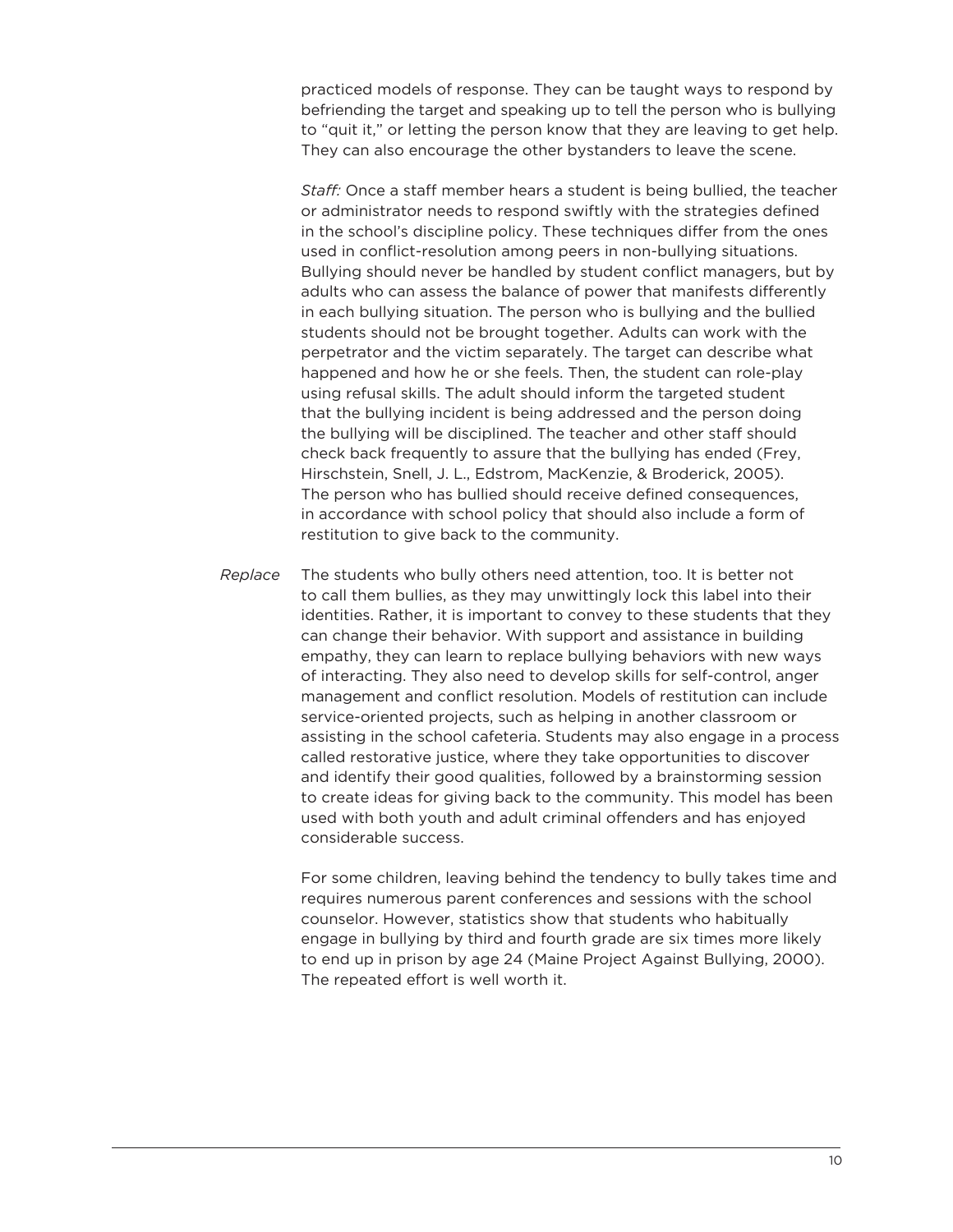practiced models of response. They can be taught ways to respond by befriending the target and speaking up to tell the person who is bullying to "quit it," or letting the person know that they are leaving to get help. They can also encourage the other bystanders to leave the scene.

*Staff:* Once a staff member hears a student is being bullied, the teacher or administrator needs to respond swiftly with the strategies defined in the school's discipline policy. These techniques differ from the ones used in conflict-resolution among peers in non-bullying situations. Bullying should never be handled by student conflict managers, but by adults who can assess the balance of power that manifests differently in each bullying situation. The person who is bullying and the bullied students should not be brought together. Adults can work with the perpetrator and the victim separately. The target can describe what happened and how he or she feels. Then, the student can role-play using refusal skills. The adult should inform the targeted student that the bullying incident is being addressed and the person doing the bullying will be disciplined. The teacher and other staff should check back frequently to assure that the bullying has ended (Frey, Hirschstein, Snell, J. L., Edstrom, MacKenzie, & Broderick, 2005). The person who has bullied should receive defined consequences, in accordance with school policy that should also include a form of restitution to give back to the community.

*Replace* The students who bully others need attention, too. It is better not to call them bullies, as they may unwittingly lock this label into their identities. Rather, it is important to convey to these students that they can change their behavior. With support and assistance in building empathy, they can learn to replace bullying behaviors with new ways of interacting. They also need to develop skills for self-control, anger management and conflict resolution. Models of restitution can include service-oriented projects, such as helping in another classroom or assisting in the school cafeteria. Students may also engage in a process called restorative justice, where they take opportunities to discover and identify their good qualities, followed by a brainstorming session to create ideas for giving back to the community. This model has been used with both youth and adult criminal offenders and has enjoyed considerable success.

For some children, leaving behind the tendency to bully takes time and requires numerous parent conferences and sessions with the school counselor. However, statistics show that students who habitually engage in bullying by third and fourth grade are six times more likely to end up in prison by age 24 (Maine Project Against Bullying, 2000). The repeated effort is well worth it.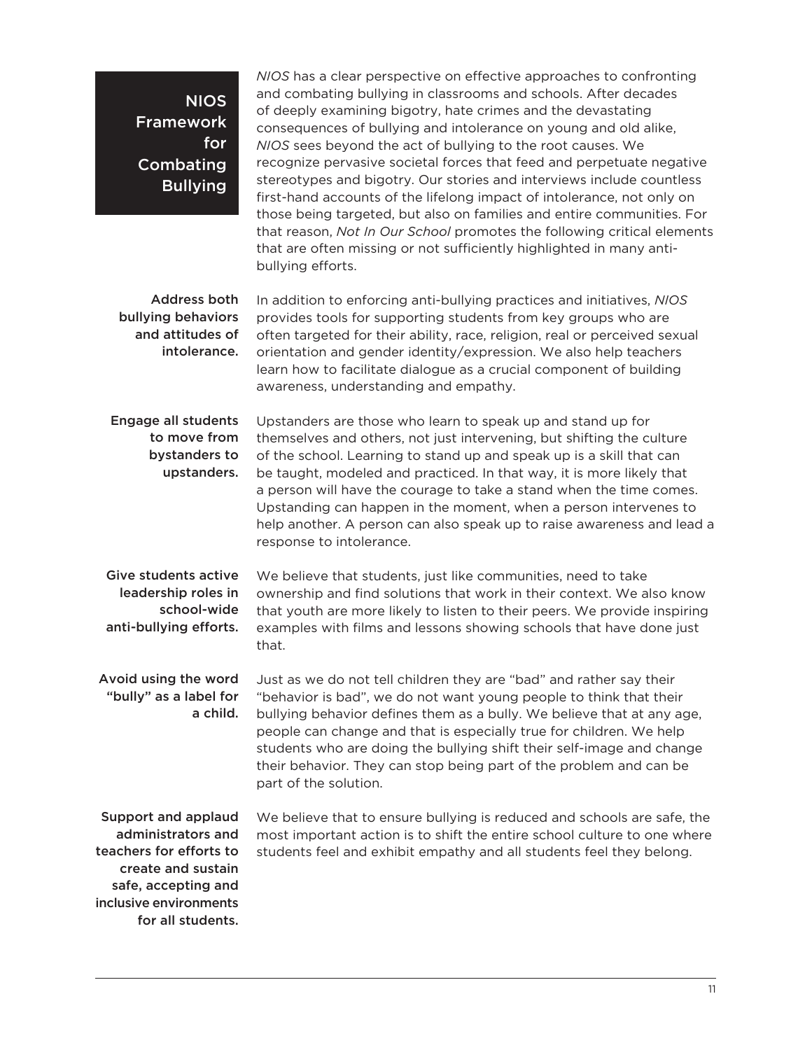## NIOS Framework for Combating Bullying

*NIOS* has a clear perspective on effective approaches to confronting and combating bullying in classrooms and schools. After decades of deeply examining bigotry, hate crimes and the devastating consequences of bullying and intolerance on young and old alike, *NIOS* sees beyond the act of bullying to the root causes. We recognize pervasive societal forces that feed and perpetuate negative stereotypes and bigotry. Our stories and interviews include countless first-hand accounts of the lifelong impact of intolerance, not only on those being targeted, but also on families and entire communities. For that reason, *Not In Our School* promotes the following critical elements that are often missing or not sufficiently highlighted in many anti-bullying efforts.

**Address both bullying behaviors and attitudes of intolerance.**

In addition to enforcing anti-bullying practices and initiatives, *NIOS* provides tools for supporting students from key groups who are often targeted for their ability, race, religion, real or perceived sexual orientation and gender identity/expression. We also help teachers learn how to facilitate dialogue as a crucial component of building awareness, understanding and empathy.

**Engage all students to move from bystanders to upstanders.**

Upstanders are those who learn to speak up and stand up for themselves and others, not just intervening, but shifting the culture of the school. Learning to stand up and speak up is a skill that can be taught, modeled and practiced. In that way, it is more likely that a person will have the courage to take a stand when the time comes. Upstanding can happen in the moment, when a person intervenes to help another. A person can also speak up to raise awareness and lead a response to intolerance.

**Give students active leadership roles in school-wide anti-bullying efforts.**

We believe that students, just like communities, need to take ownership and find solutions that work in their context. We also know that youth are more likely to listen to their peers. We provide inspiring examples with films and lessons showing schools that have done just that.

**Avoid using the word "bully" as a label for a child.**

Just as we do not tell children they are "bad" and rather say their "behavior is bad", we do not want young people to think that their bullying behavior defines them as a bully. We believe that at any age, people can change and that is especially true for children. We help students who are doing the bullying shift their self-image and change their behavior. They can stop being part of the problem and can be part of the solution.

**Support and applaud administrators and teachers for efforts to create and sustain safe, accepting and inclusive environments for all students.**

We believe that to ensure bullying is reduced and schools are safe, the most important action is to shift the entire school culture to one where students feel and exhibit empathy and all students feel they belong.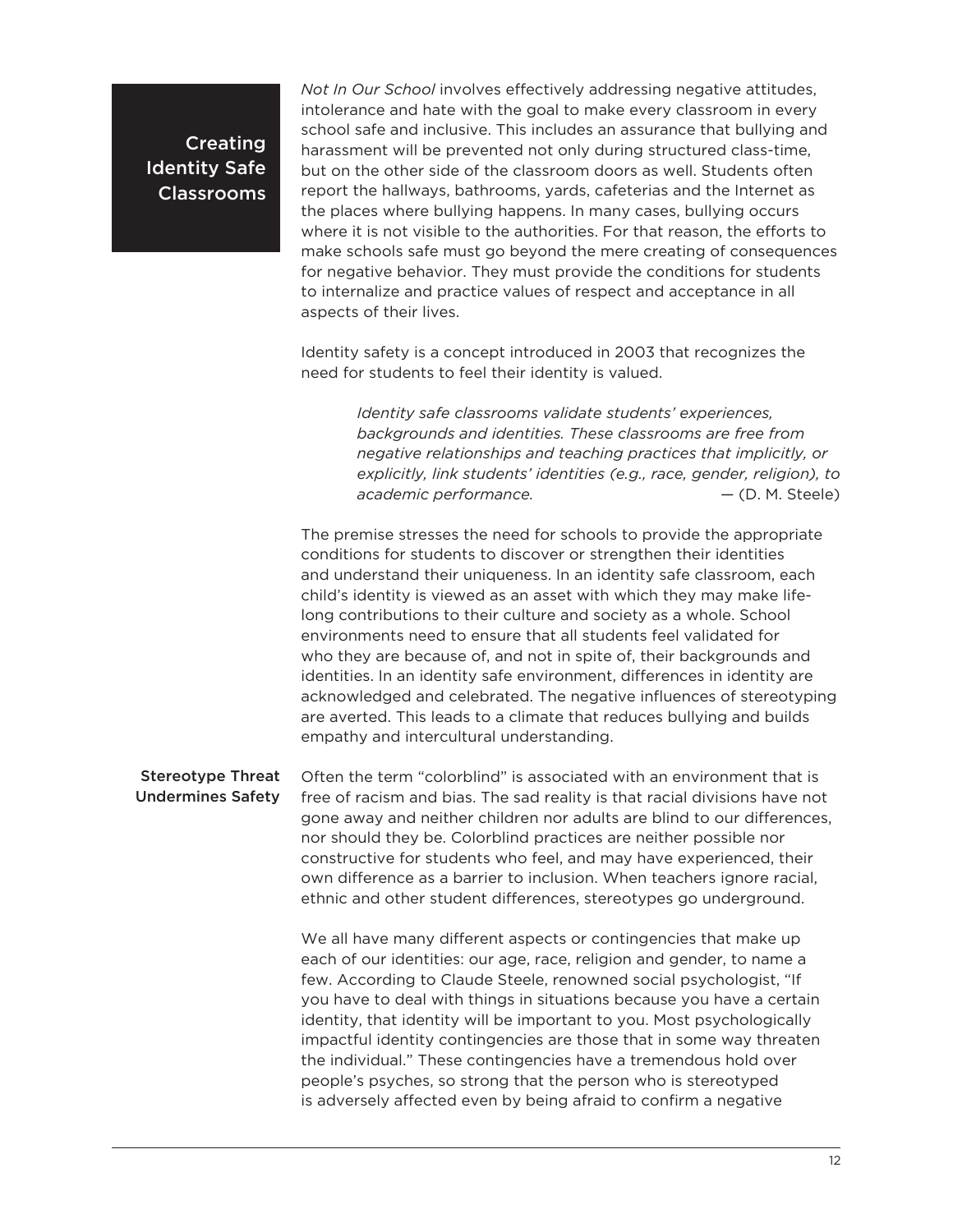## Creating Identity Safe Classrooms

*Not In Our School* involves effectively addressing negative attitudes, intolerance and hate with the goal to make every classroom in every school safe and inclusive. This includes an assurance that bullying and harassment will be prevented not only during structured class-time, but on the other side of the classroom doors as well. Students often report the hallways, bathrooms, yards, cafeterias and the Internet as the places where bullying happens. In many cases, bullying occurs where it is not visible to the authorities. For that reason, the efforts to make schools safe must go beyond the mere creating of consequences for negative behavior. They must provide the conditions for students to internalize and practice values of respect and acceptance in all aspects of their lives.

Identity safety is a concept introduced in 2003 that recognizes the need for students to feel their identity is valued.

> *Identity safe classrooms validate students' experiences, backgrounds and identities. These classrooms are free from negative relationships and teaching practices that implicitly, or explicitly, link students' identities (e.g., race, gender, religion), to academic performance.* — (D. M. Steele)

The premise stresses the need for schools to provide the appropriate conditions for students to discover or strengthen their identities and understand their uniqueness. In an identity safe classroom, each child's identity is viewed as an asset with which they may make life-long contributions to their culture and society as a whole. School environments need to ensure that all students feel validated for who they are because of, and not in spite of, their backgrounds and identities. In an identity safe environment, differences in identity are acknowledged and celebrated. The negative influences of stereotyping are averted. This leads to a climate that reduces bullying and builds empathy and intercultural understanding.

### Stereotype Threat Undermines Safety

Often the term "colorblind" is associated with an environment that is free of racism and bias. The sad reality is that racial divisions have not gone away and neither children nor adults are blind to our differences, nor should they be. Colorblind practices are neither possible nor constructive for students who feel, and may have experienced, their own difference as a barrier to inclusion. When teachers ignore racial, ethnic and other student differences, stereotypes go underground.

We all have many different aspects or contingencies that make up each of our identities: our age, race, religion and gender, to name a few. According to Claude Steele, renowned social psychologist, "If you have to deal with things in situations because you have a certain identity, that identity will be important to you. Most psychologically impactful identity contingencies are those that in some way threaten the individual." These contingencies have a tremendous hold over people's psyches, so strong that the person who is stereotyped is adversely affected even by being afraid to confirm a negative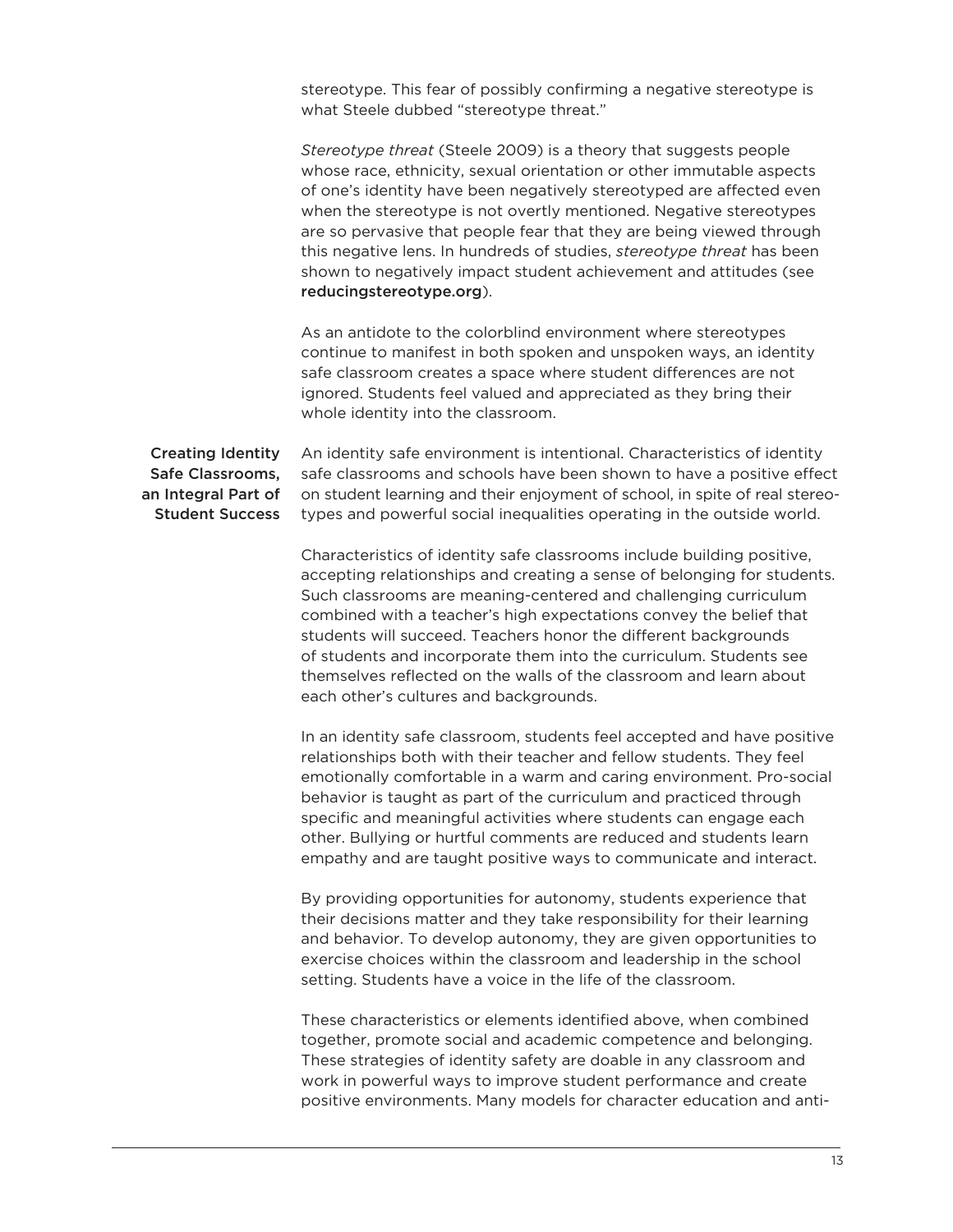stereotype. This fear of possibly confirming a negative stereotype is what Steele dubbed "stereotype threat."

*Stereotype threat* (Steele 2009) is a theory that suggests people whose race, ethnicity, sexual orientation or other immutable aspects of one's identity have been negatively stereotyped are affected even when the stereotype is not overtly mentioned. Negative stereotypes are so pervasive that people fear that they are being viewed through this negative lens. In hundreds of studies, *stereotype threat* has been shown to negatively impact student achievement and attitudes (see **reducingstereotype.org**).

As an antidote to the colorblind environment where stereotypes continue to manifest in both spoken and unspoken ways, an identity safe classroom creates a space where student differences are not ignored. Students feel valued and appreciated as they bring their whole identity into the classroom.

## Creating Identity Safe Classrooms, an Integral Part of Student Success

An identity safe environment is intentional. Characteristics of identity safe classrooms and schools have been shown to have a positive effect on student learning and their enjoyment of school, in spite of real stereotypes and powerful social inequalities operating in the outside world.

Characteristics of identity safe classrooms include building positive, accepting relationships and creating a sense of belonging for students. Such classrooms are meaning-centered and challenging curriculum combined with a teacher's high expectations convey the belief that students will succeed. Teachers honor the different backgrounds of students and incorporate them into the curriculum. Students see themselves reflected on the walls of the classroom and learn about each other's cultures and backgrounds.

In an identity safe classroom, students feel accepted and have positive relationships both with their teacher and fellow students. They feel emotionally comfortable in a warm and caring environment. Pro-social behavior is taught as part of the curriculum and practiced through specific and meaningful activities where students can engage each other. Bullying or hurtful comments are reduced and students learn empathy and are taught positive ways to communicate and interact.

By providing opportunities for autonomy, students experience that their decisions matter and they take responsibility for their learning and behavior. To develop autonomy, they are given opportunities to exercise choices within the classroom and leadership in the school setting. Students have a voice in the life of the classroom.

These characteristics or elements identified above, when combined together, promote social and academic competence and belonging. These strategies of identity safety are doable in any classroom and work in powerful ways to improve student performance and create positive environments. Many models for character education and anti-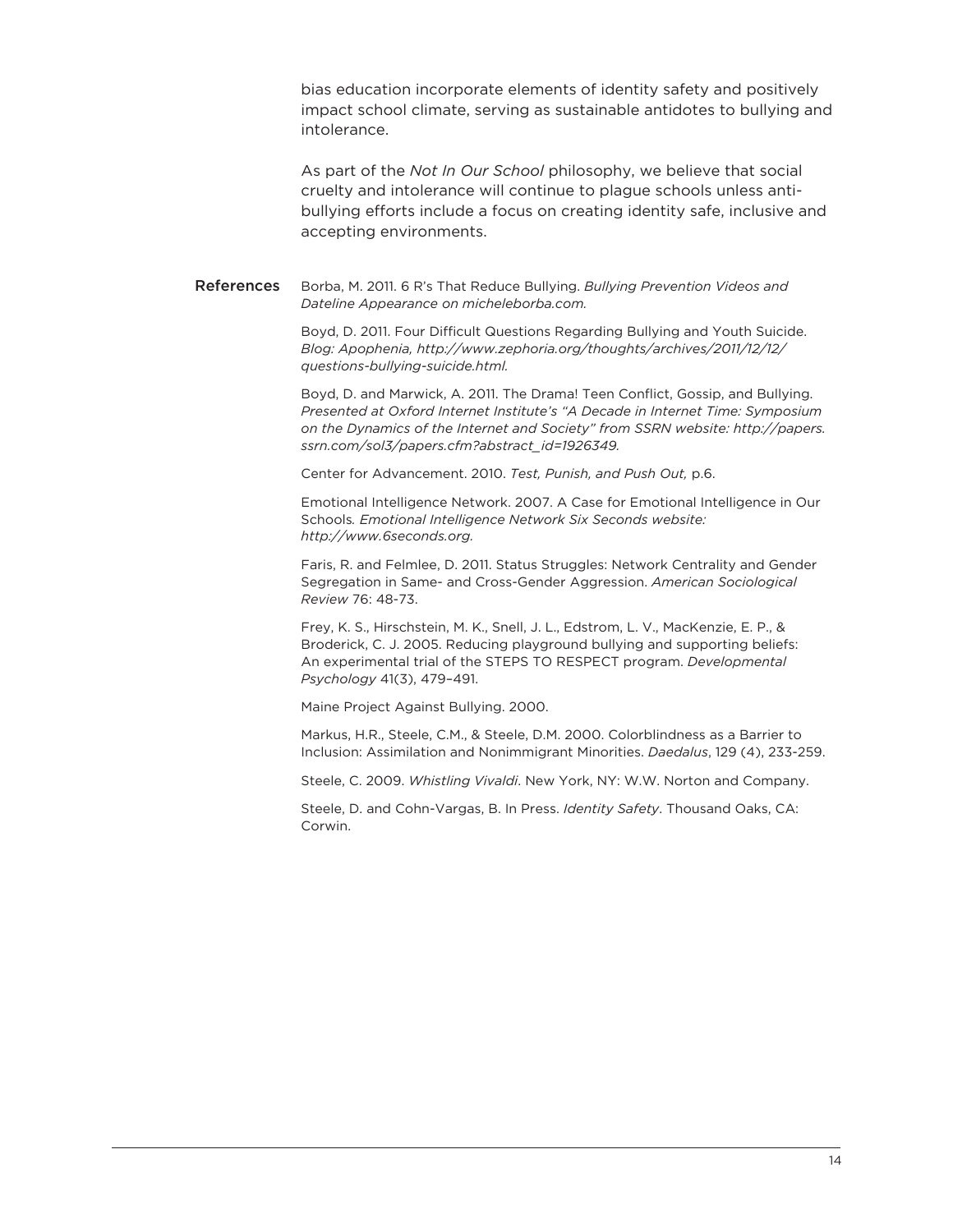bias education incorporate elements of identity safety and positively impact school climate, serving as sustainable antidotes to bullying and intolerance.

As part of the *Not In Our School* philosophy, we believe that social cruelty and intolerance will continue to plague schools unless anti-bullying efforts include a focus on creating identity safe, inclusive and accepting environments.

## References

Borba, M. 2011. 6 R's That Reduce Bullying. *Bullying Prevention Videos and Dateline Appearance on micheleborba.com.*

Boyd, D. 2011. Four Difficult Questions Regarding Bullying and Youth Suicide. *Blog: Apophenia, http://www.zephoria.org/thoughts/archives/2011/12/12/questions-bullying-suicide.html.*

Boyd, D. and Marwick, A. 2011. The Drama! Teen Conflict, Gossip, and Bullying. *Presented at Oxford Internet Institute's "A Decade in Internet Time: Symposium on the Dynamics of the Internet and Society" from SSRN website: http://papers.ssrn.com/sol3/papers.cfm?abstract_id=1926349.*

Center for Advancement. 2010. *Test, Punish, and Push Out,* p.6.

Emotional Intelligence Network. 2007. A Case for Emotional Intelligence in Our Schools*. Emotional Intelligence Network Six Seconds website: http://www.6seconds.org.*

Faris, R. and Felmlee, D. 2011. Status Struggles: Network Centrality and Gender Segregation in Same- and Cross-Gender Aggression. *American Sociological Review* 76: 48-73.

Frey, K. S., Hirschstein, M. K., Snell, J. L., Edstrom, L. V., MacKenzie, E. P., & Broderick, C. J. 2005. Reducing playground bullying and supporting beliefs: An experimental trial of the STEPS TO RESPECT program. *Developmental Psychology* 41(3), 479–491.

Maine Project Against Bullying. 2000.

Markus, H.R., Steele, C.M., & Steele, D.M. 2000. Colorblindness as a Barrier to Inclusion: Assimilation and Nonimmigrant Minorities. *Daedalus*, 129 (4), 233-259.

Steele, C. 2009. *Whistling Vivaldi*. New York, NY: W.W. Norton and Company.

Steele, D. and Cohn-Vargas, B. In Press. *Identity Safety*. Thousand Oaks, CA: Corwin.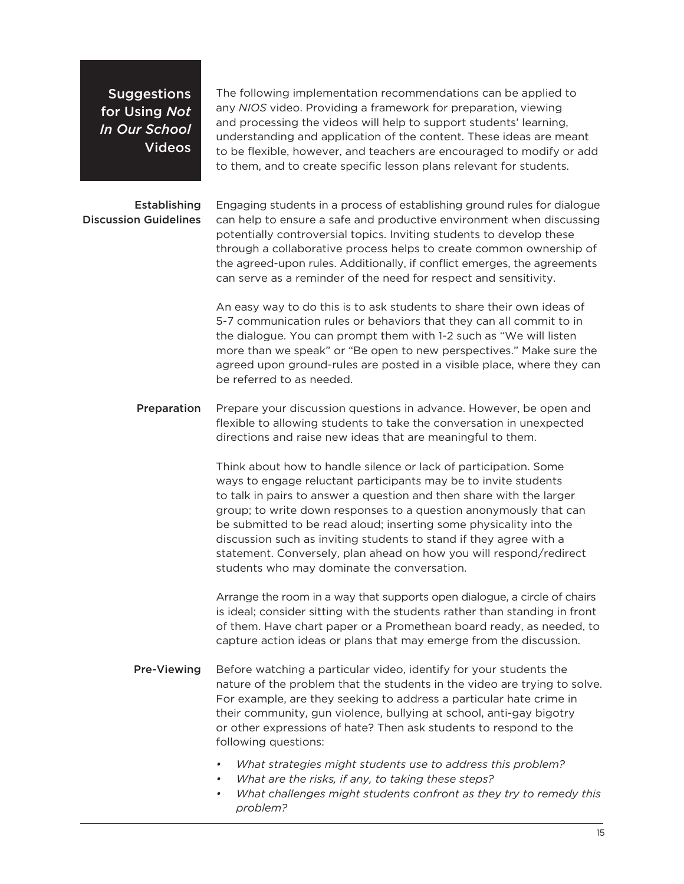## Suggestions for Using *Not In Our School* Videos

The following implementation recommendations can be applied to any *NIOS* video. Providing a framework for preparation, viewing and processing the videos will help to support students' learning, understanding and application of the content. These ideas are meant to be flexible, however, and teachers are encouraged to modify or add to them, and to create specific lesson plans relevant for students.

### Establishing Discussion Guidelines

Engaging students in a process of establishing ground rules for dialogue can help to ensure a safe and productive environment when discussing potentially controversial topics. Inviting students to develop these through a collaborative process helps to create common ownership of the agreed-upon rules. Additionally, if conflict emerges, the agreements can serve as a reminder of the need for respect and sensitivity.

An easy way to do this is to ask students to share their own ideas of 5-7 communication rules or behaviors that they can all commit to in the dialogue. You can prompt them with 1-2 such as "We will listen more than we speak" or "Be open to new perspectives." Make sure the agreed upon ground-rules are posted in a visible place, where they can be referred to as needed.

### Preparation

Prepare your discussion questions in advance. However, be open and flexible to allowing students to take the conversation in unexpected directions and raise new ideas that are meaningful to them.

Think about how to handle silence or lack of participation. Some ways to engage reluctant participants may be to invite students to talk in pairs to answer a question and then share with the larger group; to write down responses to a question anonymously that can be submitted to be read aloud; inserting some physicality into the discussion such as inviting students to stand if they agree with a statement. Conversely, plan ahead on how you will respond/redirect students who may dominate the conversation.

Arrange the room in a way that supports open dialogue, a circle of chairs is ideal; consider sitting with the students rather than standing in front of them. Have chart paper or a Promethean board ready, as needed, to capture action ideas or plans that may emerge from the discussion.

### Pre-Viewing

Before watching a particular video, identify for your students the nature of the problem that the students in the video are trying to solve. For example, are they seeking to address a particular hate crime in their community, gun violence, bullying at school, anti-gay bigotry or other expressions of hate? Then ask students to respond to the following questions:

- *What strategies might students use to address this problem?*
- *What are the risks, if any, to taking these steps?*
- *What challenges might students confront as they try to remedy this problem?*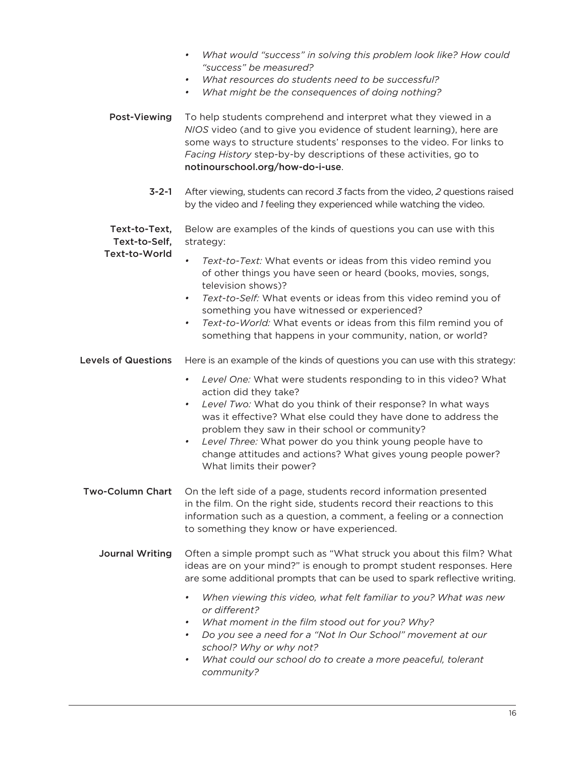- *What would "success" in solving this problem look like? How could "success" be measured?*
- *What resources do students need to be successful?*
- *What might be the consequences of doing nothing?*

## Post-Viewing

To help students comprehend and interpret what they viewed in a *NIOS* video (and to give you evidence of student learning), here are some ways to structure students' responses to the video. For links to *Facing History* step-by-by descriptions of these activities, go to **notinourschool.org/how-do-i-use**.

### 3-2-1

After viewing, students can record *3* facts from the video, *2* questions raised by the video and *1* feeling they experienced while watching the video.

### Text-to-Text, Text-to-Self, Text-to-World

Below are examples of the kinds of questions you can use with this strategy:

- *Text-to-Text:* What events or ideas from this video remind you of other things you have seen or heard (books, movies, songs, television shows)?
- *Text-to-Self:* What events or ideas from this video remind you of something you have witnessed or experienced?
- *Text-to-World:* What events or ideas from this film remind you of something that happens in your community, nation, or world?

### Levels of Questions

Here is an example of the kinds of questions you can use with this strategy:

- *Level One:* What were students responding to in this video? What action did they take?
- *Level Two:* What do you think of their response? In what ways was it effective? What else could they have done to address the problem they saw in their school or community?
- *Level Three:* What power do you think young people have to change attitudes and actions? What gives young people power? What limits their power?

### Two-Column Chart

On the left side of a page, students record information presented in the film. On the right side, students record their reactions to this information such as a question, a comment, a feeling or a connection to something they know or have experienced.

### Journal Writing

Often a simple prompt such as "What struck you about this film? What ideas are on your mind?" is enough to prompt student responses. Here are some additional prompts that can be used to spark reflective writing.

- *When viewing this video, what felt familiar to you? What was new or different?*
- *What moment in the film stood out for you? Why?*
- *Do you see a need for a "Not In Our School" movement at our school? Why or why not?*
- *What could our school do to create a more peaceful, tolerant community?*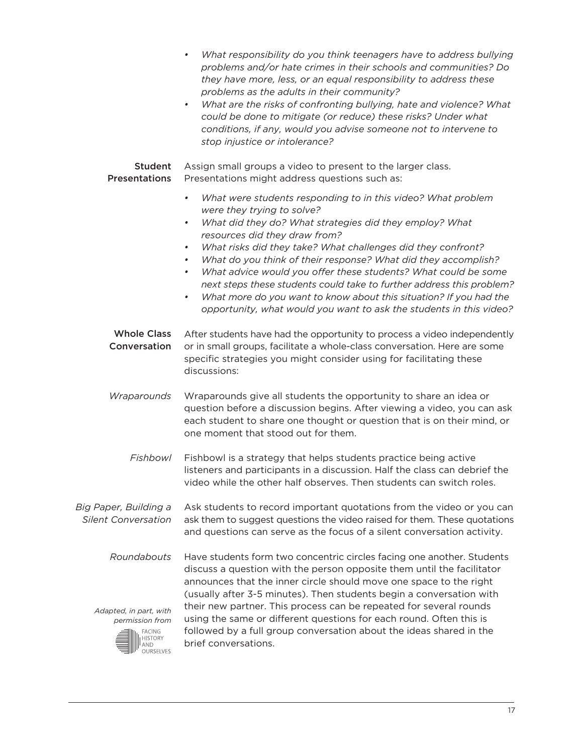- *What responsibility do you think teenagers have to address bullying problems and/or hate crimes in their schools and communities? Do they have more, less, or an equal responsibility to address these problems as the adults in their community?*
- *What are the risks of confronting bullying, hate and violence? What could be done to mitigate (or reduce) these risks? Under what conditions, if any, would you advise someone not to intervene to stop injustice or intolerance?*

## Student Presentations

Assign small groups a video to present to the larger class. Presentations might address questions such as:

- *What were students responding to in this video? What problem were they trying to solve?*
- *What did they do? What strategies did they employ? What resources did they draw from?*
- *What risks did they take? What challenges did they confront?*
- *What do you think of their response? What did they accomplish?*
- *What advice would you offer these students? What could be some next steps these students could take to further address this problem?*
- *What more do you want to know about this situation? If you had the opportunity, what would you want to ask the students in this video?*

## Whole Class Conversation

After students have had the opportunity to process a video independently or in small groups, facilitate a whole-class conversation. Here are some specific strategies you might consider using for facilitating these discussions:

### *Wraparounds*

Wraparounds give all students the opportunity to share an idea or question before a discussion begins. After viewing a video, you can ask each student to share one thought or question that is on their mind, or one moment that stood out for them.

### *Fishbowl*

Fishbowl is a strategy that helps students practice being active listeners and participants in a discussion. Half the class can debrief the video while the other half observes. Then students can switch roles.

### *Big Paper, Building a Silent Conversation*

Ask students to record important quotations from the video or you can ask them to suggest questions the video raised for them. These quotations and questions can serve as the focus of a silent conversation activity.

### *Roundabouts*

Have students form two concentric circles facing one another. Students discuss a question with the person opposite them until the facilitator announces that the inner circle should move one space to the right (usually after 3-5 minutes). Then students begin a conversation with their new partner. This process can be repeated for several rounds using the same or different questions for each round. Often this is followed by a full group conversation about the ideas shared in the brief conversations.

*Adapted, in part, with permission from* FACING HISTORY AND OURSELVES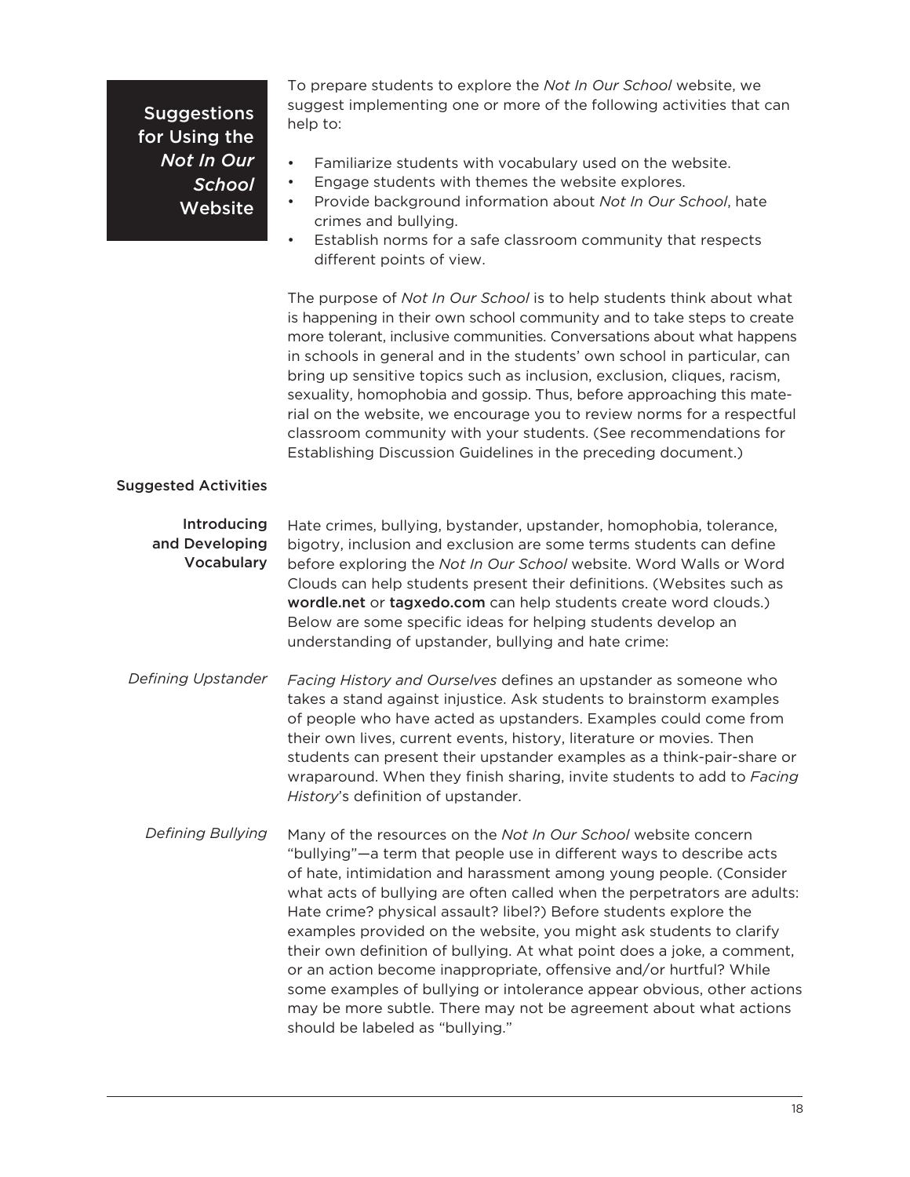## Suggestions for Using the *Not In Our School* Website

To prepare students to explore the *Not In Our School* website, we suggest implementing one or more of the following activities that can help to:

- Familiarize students with vocabulary used on the website.
- Engage students with themes the website explores.
- Provide background information about *Not In Our School*, hate crimes and bullying.
- Establish norms for a safe classroom community that respects different points of view.

The purpose of *Not In Our School* is to help students think about what is happening in their own school community and to take steps to create more tolerant, inclusive communities. Conversations about what happens in schools in general and in the students' own school in particular, can bring up sensitive topics such as inclusion, exclusion, cliques, racism, sexuality, homophobia and gossip. Thus, before approaching this material on the website, we encourage you to review norms for a respectful classroom community with your students. (See recommendations for Establishing Discussion Guidelines in the preceding document.)

### Suggested Activities

#### Introducing and Developing Vocabulary

Hate crimes, bullying, bystander, upstander, homophobia, tolerance, bigotry, inclusion and exclusion are some terms students can define before exploring the *Not In Our School* website. Word Walls or Word Clouds can help students present their definitions. (Websites such as **wordle.net** or **tagxedo.com** can help students create word clouds.) Below are some specific ideas for helping students develop an understanding of upstander, bullying and hate crime:

##### *Defining Upstander*

*Facing History and Ourselves* defines an upstander as someone who takes a stand against injustice. Ask students to brainstorm examples of people who have acted as upstanders. Examples could come from their own lives, current events, history, literature or movies. Then students can present their upstander examples as a think-pair-share or wraparound. When they finish sharing, invite students to add to *Facing History*'s definition of upstander.

##### *Defining Bullying*

Many of the resources on the *Not In Our School* website concern "bullying"—a term that people use in different ways to describe acts of hate, intimidation and harassment among young people. (Consider what acts of bullying are often called when the perpetrators are adults: Hate crime? physical assault? libel?) Before students explore the examples provided on the website, you might ask students to clarify their own definition of bullying. At what point does a joke, a comment, or an action become inappropriate, offensive and/or hurtful? While some examples of bullying or intolerance appear obvious, other actions may be more subtle. There may not be agreement about what actions should be labeled as "bullying."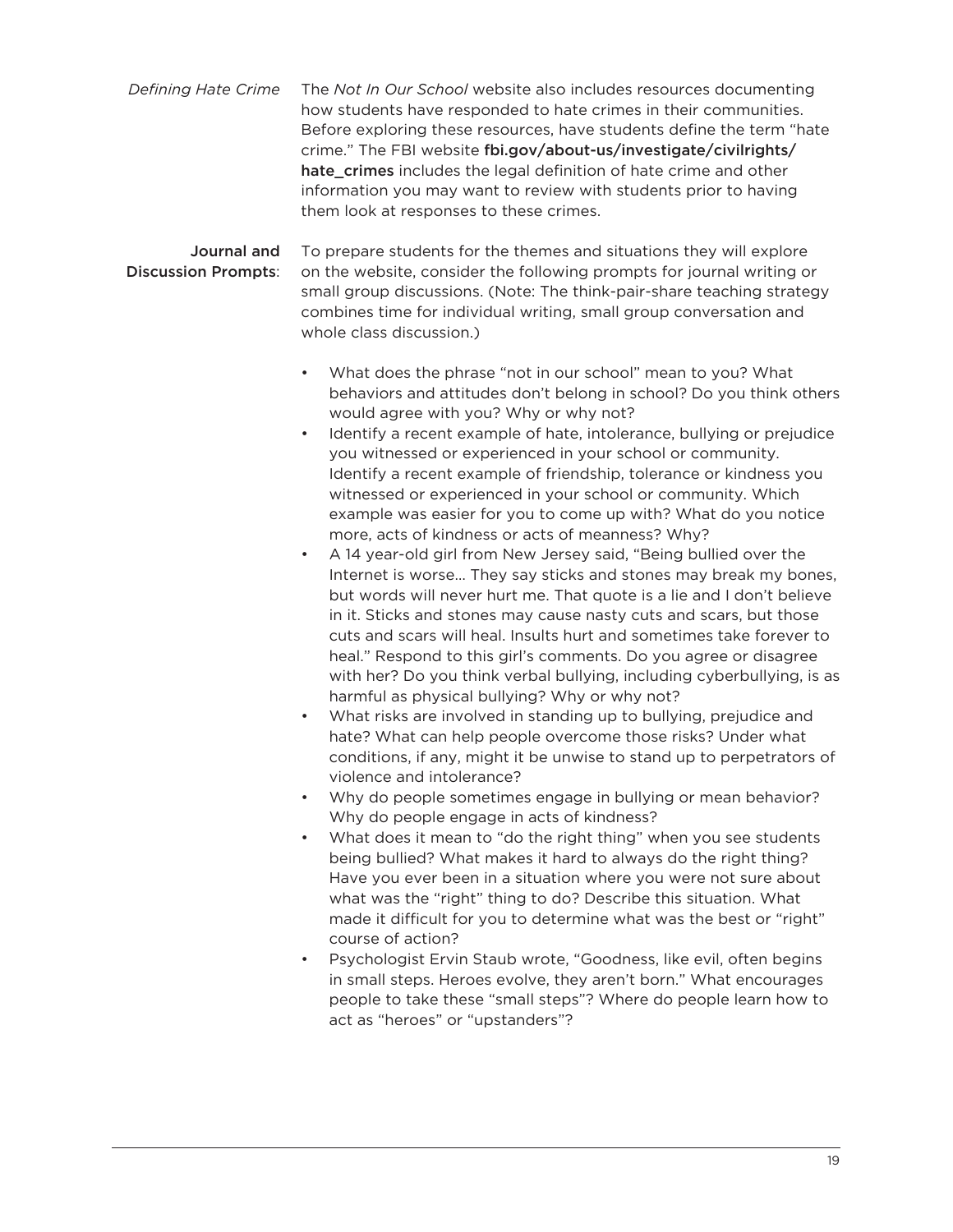*Defining Hate Crime*

The *Not In Our School* website also includes resources documenting how students have responded to hate crimes in their communities. Before exploring these resources, have students define the term "hate crime." The FBI website **fbi.gov/about-us/investigate/civilrights/hate_crimes** includes the legal definition of hate crime and other information you may want to review with students prior to having them look at responses to these crimes.

**Journal and Discussion Prompts**:

To prepare students for the themes and situations they will explore on the website, consider the following prompts for journal writing or small group discussions. (Note: The think-pair-share teaching strategy combines time for individual writing, small group conversation and whole class discussion.)

- What does the phrase "not in our school" mean to you? What behaviors and attitudes don't belong in school? Do you think others would agree with you? Why or why not?
- Identify a recent example of hate, intolerance, bullying or prejudice you witnessed or experienced in your school or community. Identify a recent example of friendship, tolerance or kindness you witnessed or experienced in your school or community. Which example was easier for you to come up with? What do you notice more, acts of kindness or acts of meanness? Why?
- A 14 year-old girl from New Jersey said, "Being bullied over the Internet is worse… They say sticks and stones may break my bones, but words will never hurt me. That quote is a lie and I don't believe in it. Sticks and stones may cause nasty cuts and scars, but those cuts and scars will heal. Insults hurt and sometimes take forever to heal." Respond to this girl's comments. Do you agree or disagree with her? Do you think verbal bullying, including cyberbullying, is as harmful as physical bullying? Why or why not?
- What risks are involved in standing up to bullying, prejudice and hate? What can help people overcome those risks? Under what conditions, if any, might it be unwise to stand up to perpetrators of violence and intolerance?
- Why do people sometimes engage in bullying or mean behavior? Why do people engage in acts of kindness?
- What does it mean to "do the right thing" when you see students being bullied? What makes it hard to always do the right thing? Have you ever been in a situation where you were not sure about what was the "right" thing to do? Describe this situation. What made it difficult for you to determine what was the best or "right" course of action?
- Psychologist Ervin Staub wrote, "Goodness, like evil, often begins in small steps. Heroes evolve, they aren't born." What encourages people to take these "small steps"? Where do people learn how to act as "heroes" or "upstanders"?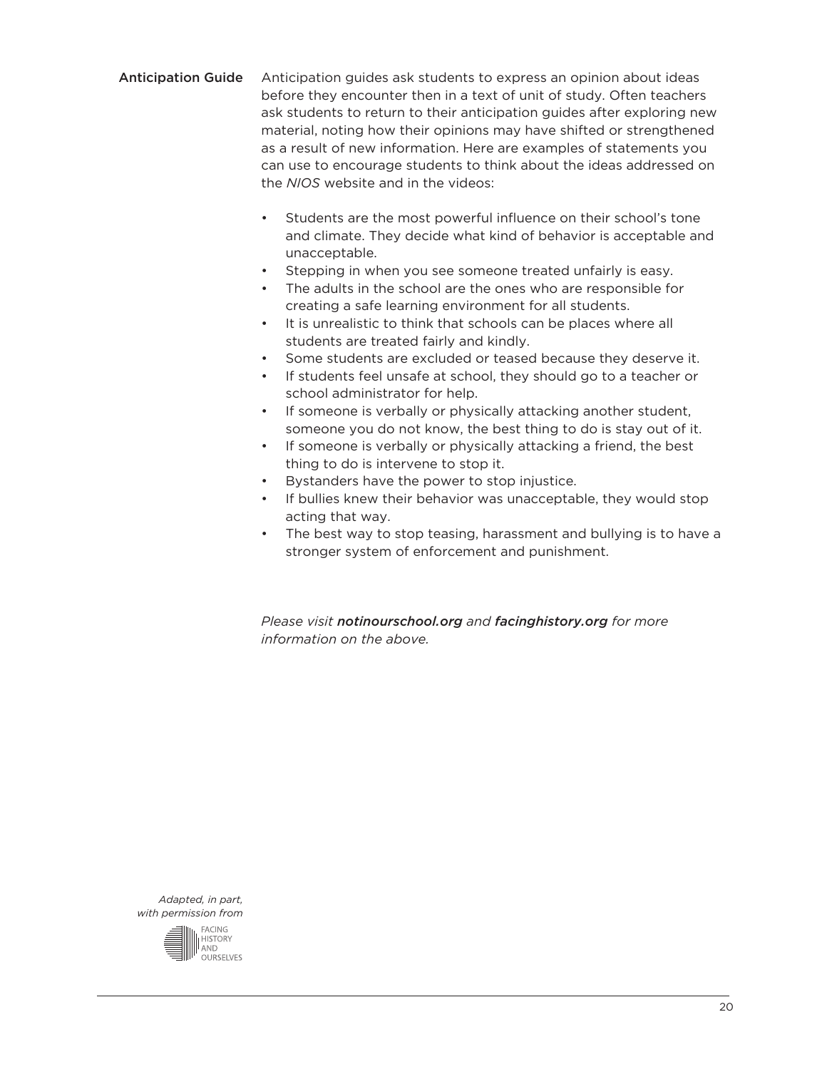## Anticipation Guide

Anticipation guides ask students to express an opinion about ideas before they encounter then in a text of unit of study. Often teachers ask students to return to their anticipation guides after exploring new material, noting how their opinions may have shifted or strengthened as a result of new information. Here are examples of statements you can use to encourage students to think about the ideas addressed on the *NIOS* website and in the videos:

- Students are the most powerful influence on their school's tone and climate. They decide what kind of behavior is acceptable and unacceptable.
- Stepping in when you see someone treated unfairly is easy.
- The adults in the school are the ones who are responsible for creating a safe learning environment for all students.
- It is unrealistic to think that schools can be places where all students are treated fairly and kindly.
- Some students are excluded or teased because they deserve it.
- If students feel unsafe at school, they should go to a teacher or school administrator for help.
- If someone is verbally or physically attacking another student, someone you do not know, the best thing to do is stay out of it.
- If someone is verbally or physically attacking a friend, the best thing to do is intervene to stop it.
- Bystanders have the power to stop injustice.
- If bullies knew their behavior was unacceptable, they would stop acting that way.
- The best way to stop teasing, harassment and bullying is to have a stronger system of enforcement and punishment.

*Please visit **notinourschool.org** and **facinghistory.org** for more information on the above.*

*Adapted, in part, with permission from*

FACING HISTORY AND OURSELVES